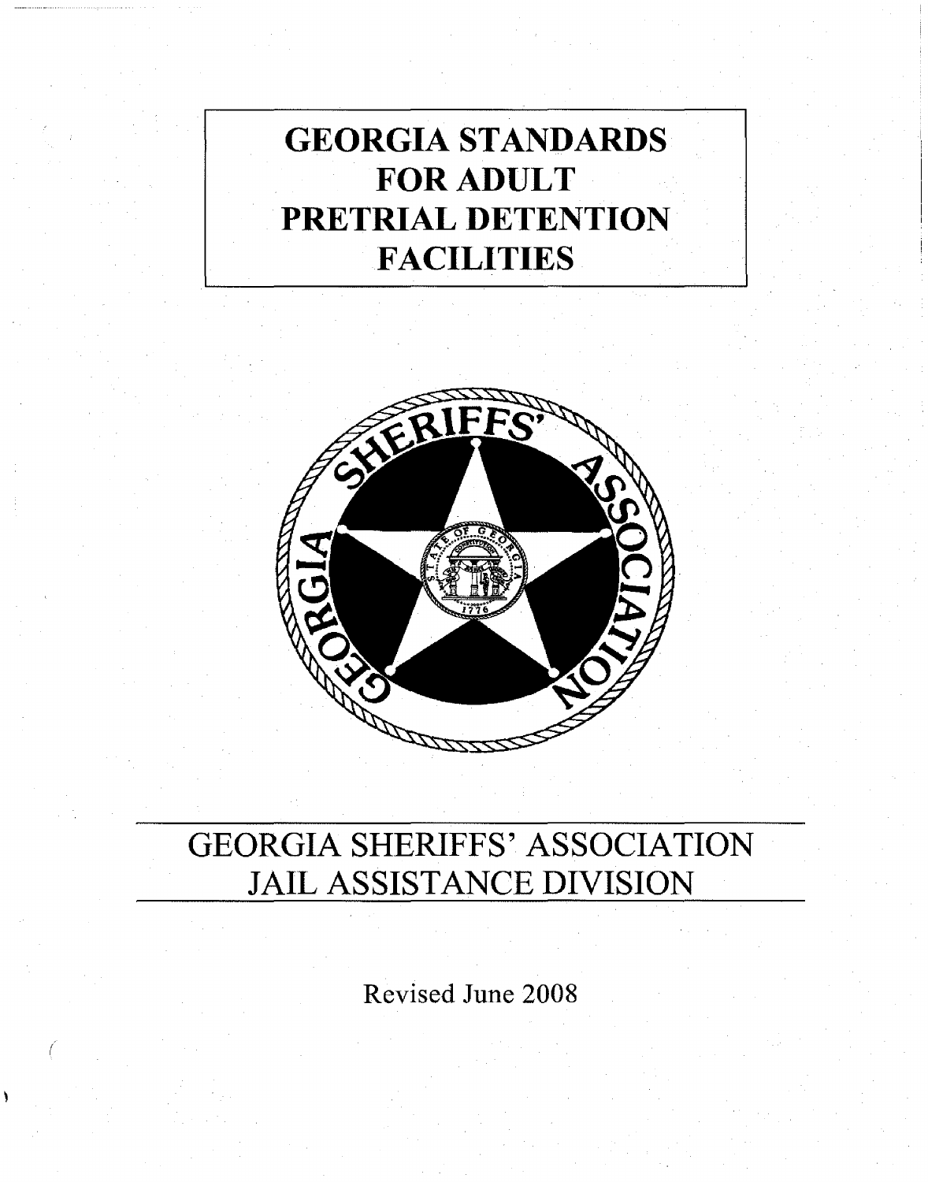# GEORGIA STANDARDS FOR ADULT PRETRIAL DETENTION FACILITIES

## GEORGIA SHERIFFS' ASSOCIATION JAIL ASSISTANCE DIVISION

Revised June 2008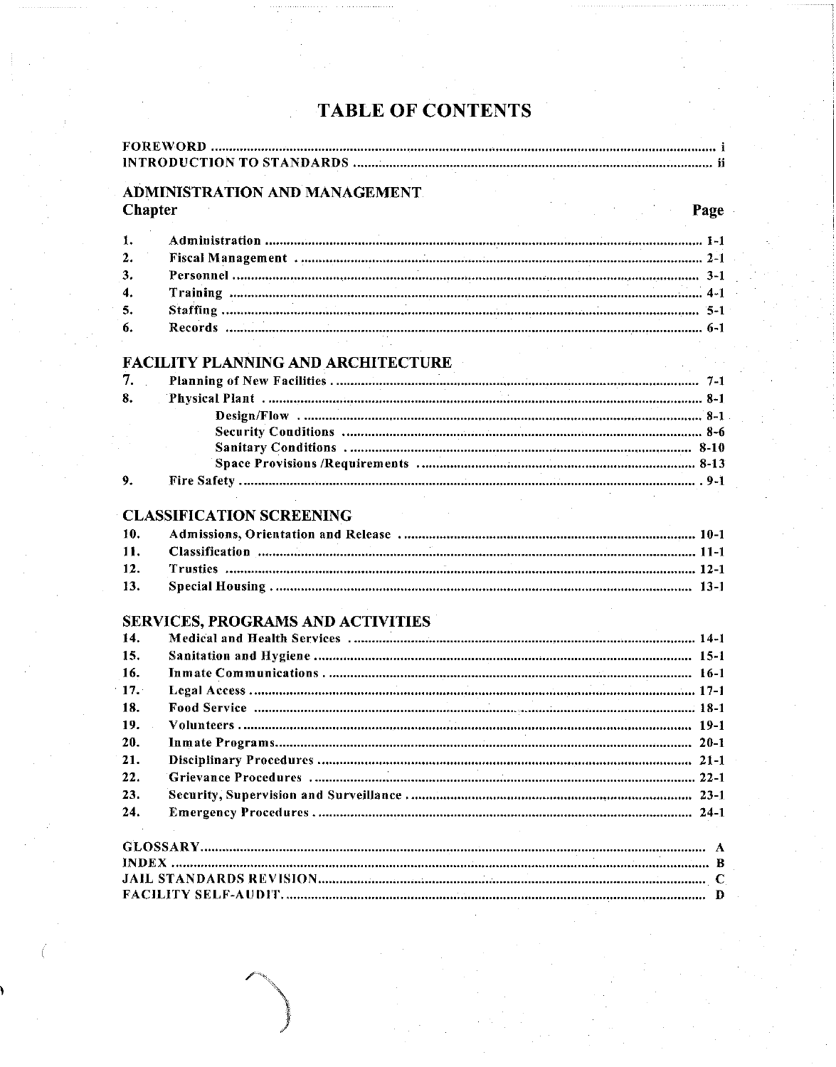# TABLE OF CONTENTS

FOREWORD ........................................................................................................................ i
INTRODUCTION TO STANDARDS ........................................................................................ ii

## ADMINISTRATION AND MANAGEMENT

| Chapter | | Page |
|---|---|---|
| 1. | Administration | 1-1 |
| 2. | Fiscal Management | 2-1 |
| 3. | Personnel | 3-1 |
| 4. | Training | 4-1 |
| 5. | Staffing | 5-1 |
| 6. | Records | 6-1 |

## FACILITY PLANNING AND ARCHITECTURE

| | | |
|---|---|---|
| 7. | Planning of New Facilities | 7-1 |
| 8. | Physical Plant | 8-1 |
| | Design/Flow | 8-1 |
| | Security Conditions | 8-6 |
| | Sanitary Conditions | 8-10 |
| | Space Provisions /Requirements | 8-13 |
| 9. | Fire Safety | 9-1 |

## CLASSIFICATION SCREENING

| | | |
|---|---|---|
| 10. | Admissions, Orientation and Release | 10-1 |
| 11. | Classification | 11-1 |
| 12. | Trusties | 12-1 |
| 13. | Special Housing | 13-1 |

## SERVICES, PROGRAMS AND ACTIVITIES

| | | |
|---|---|---|
| 14. | Medical and Health Services | 14-1 |
| 15. | Sanitation and Hygiene | 15-1 |
| 16. | Inmate Communications | 16-1 |
| 17. | Legal Access | 17-1 |
| 18. | Food Service | 18-1 |
| 19. | Volunteers | 19-1 |
| 20. | Inmate Programs | 20-1 |
| 21. | Disciplinary Procedures | 21-1 |
| 22. | Grievance Procedures | 22-1 |
| 23. | Security, Supervision and Surveillance | 23-1 |
| 24. | Emergency Procedures | 24-1 |

GLOSSARY ........................................................................................................................ A
INDEX ................................................................................................................................ B
JAIL STANDARDS REVISION ................................................................................................ C
FACILITY SELF-AUDIT ......................................................................................................... D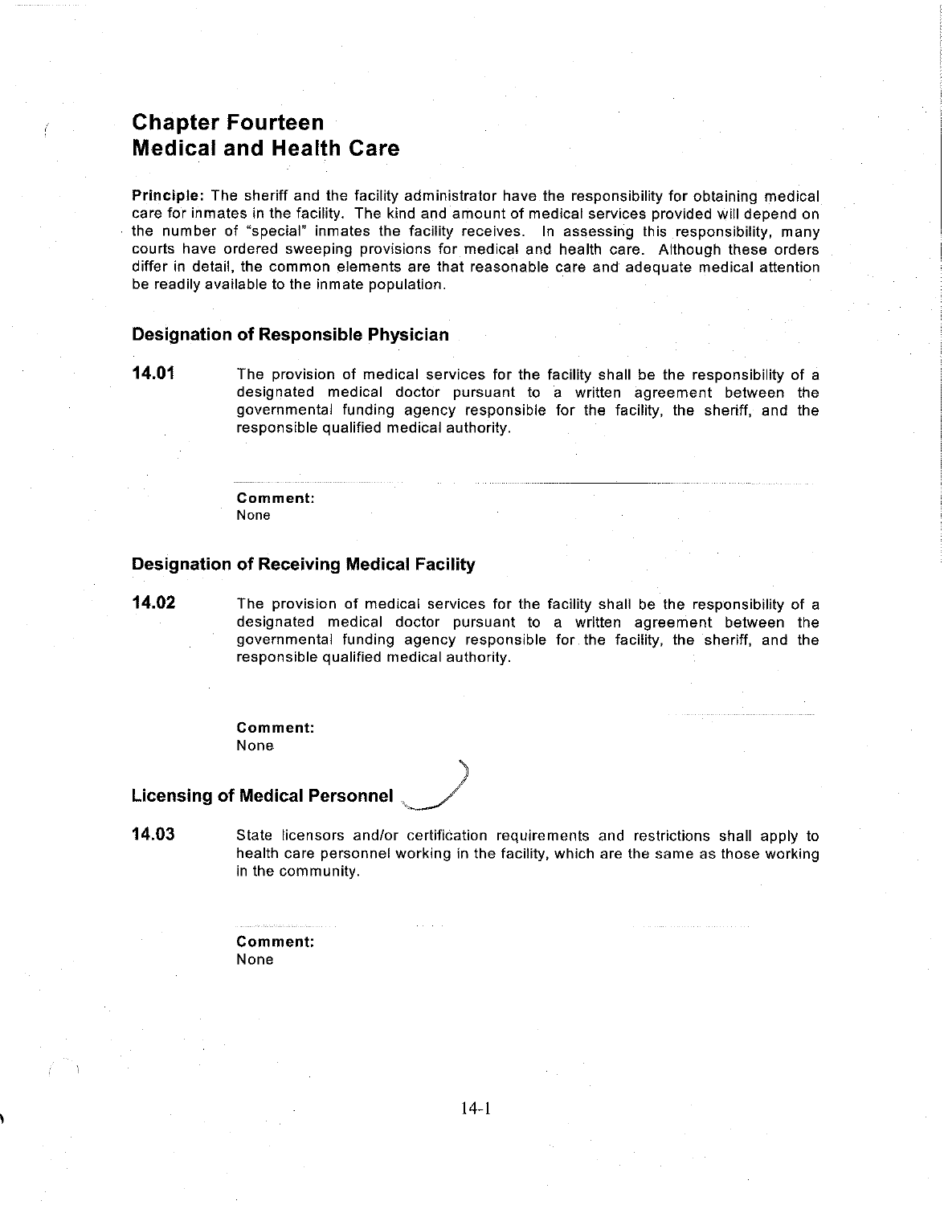# Chapter Fourteen
# Medical and Health Care

**Principle:** The sheriff and the facility administrator have the responsibility for obtaining medical care for inmates in the facility. The kind and amount of medical services provided will depend on the number of "special" inmates the facility receives. In assessing this responsibility, many courts have ordered sweeping provisions for medical and health care. Although these orders differ in detail, the common elements are that reasonable care and adequate medical attention be readily available to the inmate population.

### Designation of Responsible Physician

**14.01** The provision of medical services for the facility shall be the responsibility of a designated medical doctor pursuant to a written agreement between the governmental funding agency responsible for the facility, the sheriff, and the responsible qualified medical authority.

**Comment:**
None

### Designation of Receiving Medical Facility

**14.02** The provision of medical services for the facility shall be the responsibility of a designated medical doctor pursuant to a written agreement between the governmental funding agency responsible for the facility, the sheriff, and the responsible qualified medical authority.

**Comment:**
None

### Licensing of Medical Personnel

**14.03** State licensors and/or certification requirements and restrictions shall apply to health care personnel working in the facility, which are the same as those working in the community.

**Comment:**
None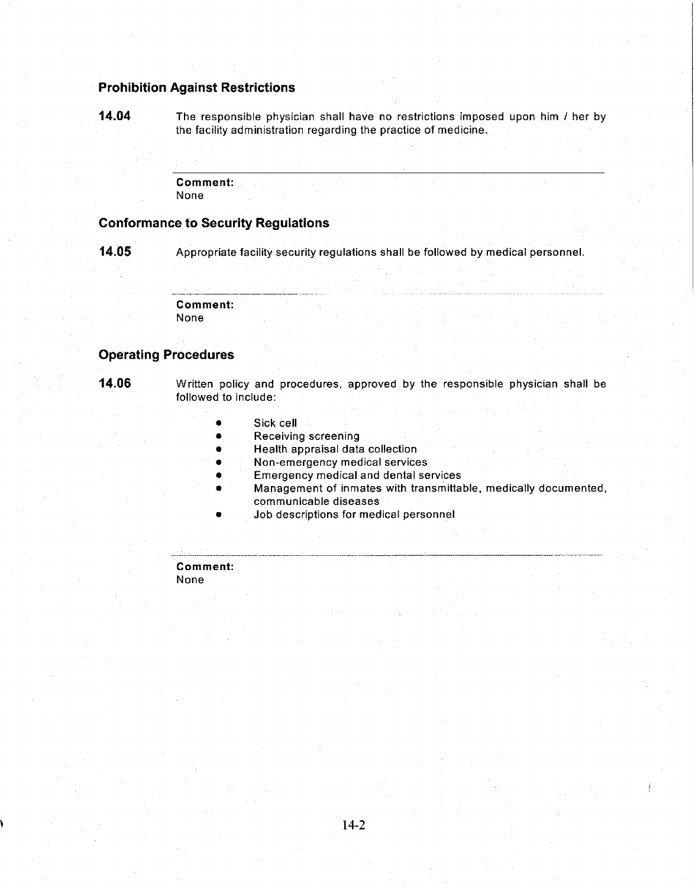## Prohibition Against Restrictions

**14.04** The responsible physician shall have no restrictions imposed upon him / her by the facility administration regarding the practice of medicine.

---

**Comment:**
None

## Conformance to Security Regulations

**14.05** Appropriate facility security regulations shall be followed by medical personnel.

---

**Comment:**
None

## Operating Procedures

**14.06** Written policy and procedures, approved by the responsible physician shall be followed to include:

- Sick cell
- Receiving screening
- Health appraisal data collection
- Non-emergency medical services
- Emergency medical and dental services
- Management of inmates with transmittable, medically documented, communicable diseases
- Job descriptions for medical personnel

---

**Comment:**
None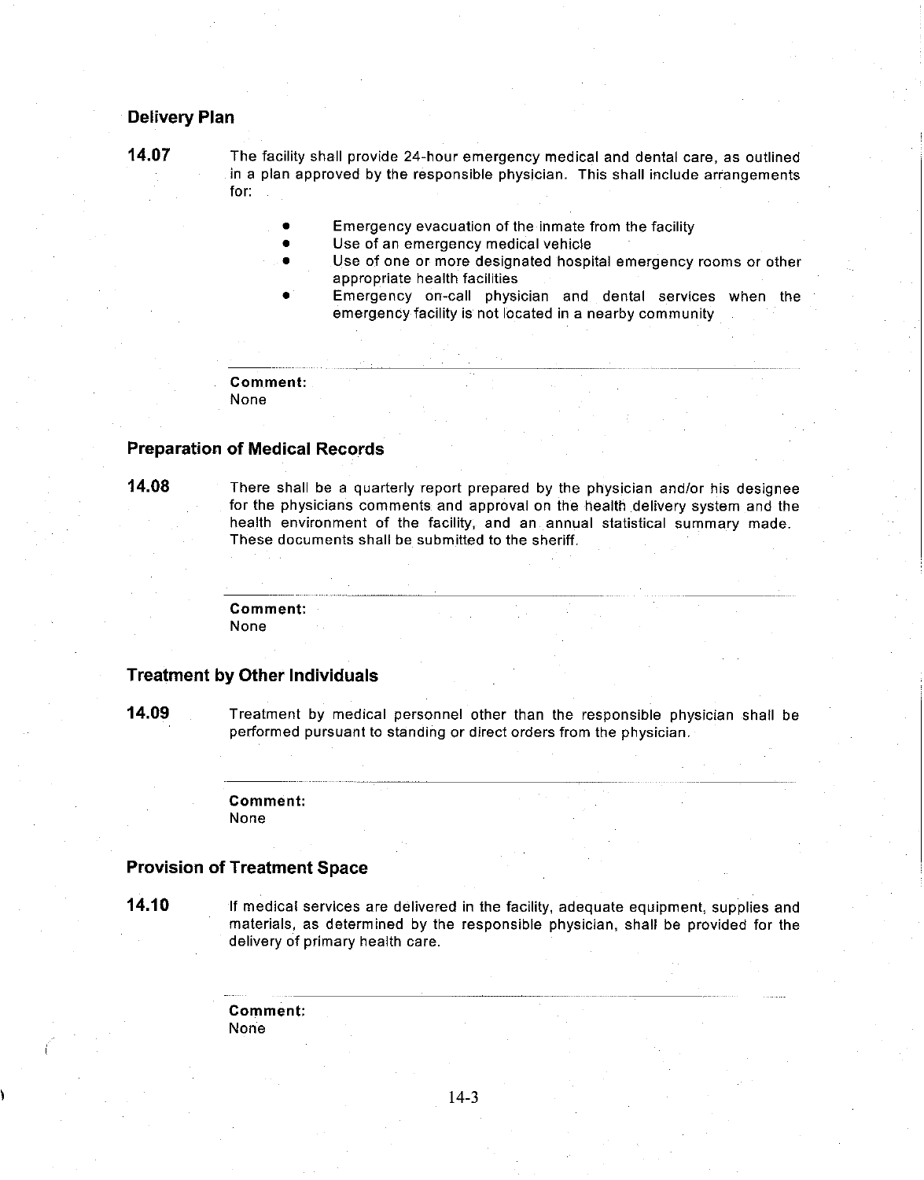## Delivery Plan

**14.07** The facility shall provide 24-hour emergency medical and dental care, as outlined in a plan approved by the responsible physician. This shall include arrangements for:

- Emergency evacuation of the inmate from the facility
- Use of an emergency medical vehicle
- Use of one or more designated hospital emergency rooms or other appropriate health facilities
- Emergency on-call physician and dental services when the emergency facility is not located in a nearby community

---

**Comment:**
None

## Preparation of Medical Records

**14.08** There shall be a quarterly report prepared by the physician and/or his designee for the physicians comments and approval on the health delivery system and the health environment of the facility, and an annual statistical summary made. These documents shall be submitted to the sheriff.

---

**Comment:**
None

## Treatment by Other Individuals

**14.09** Treatment by medical personnel other than the responsible physician shall be performed pursuant to standing or direct orders from the physician.

---

**Comment:**
None

## Provision of Treatment Space

**14.10** If medical services are delivered in the facility, adequate equipment, supplies and materials, as determined by the responsible physician, shall be provided for the delivery of primary health care.

---

**Comment:**
None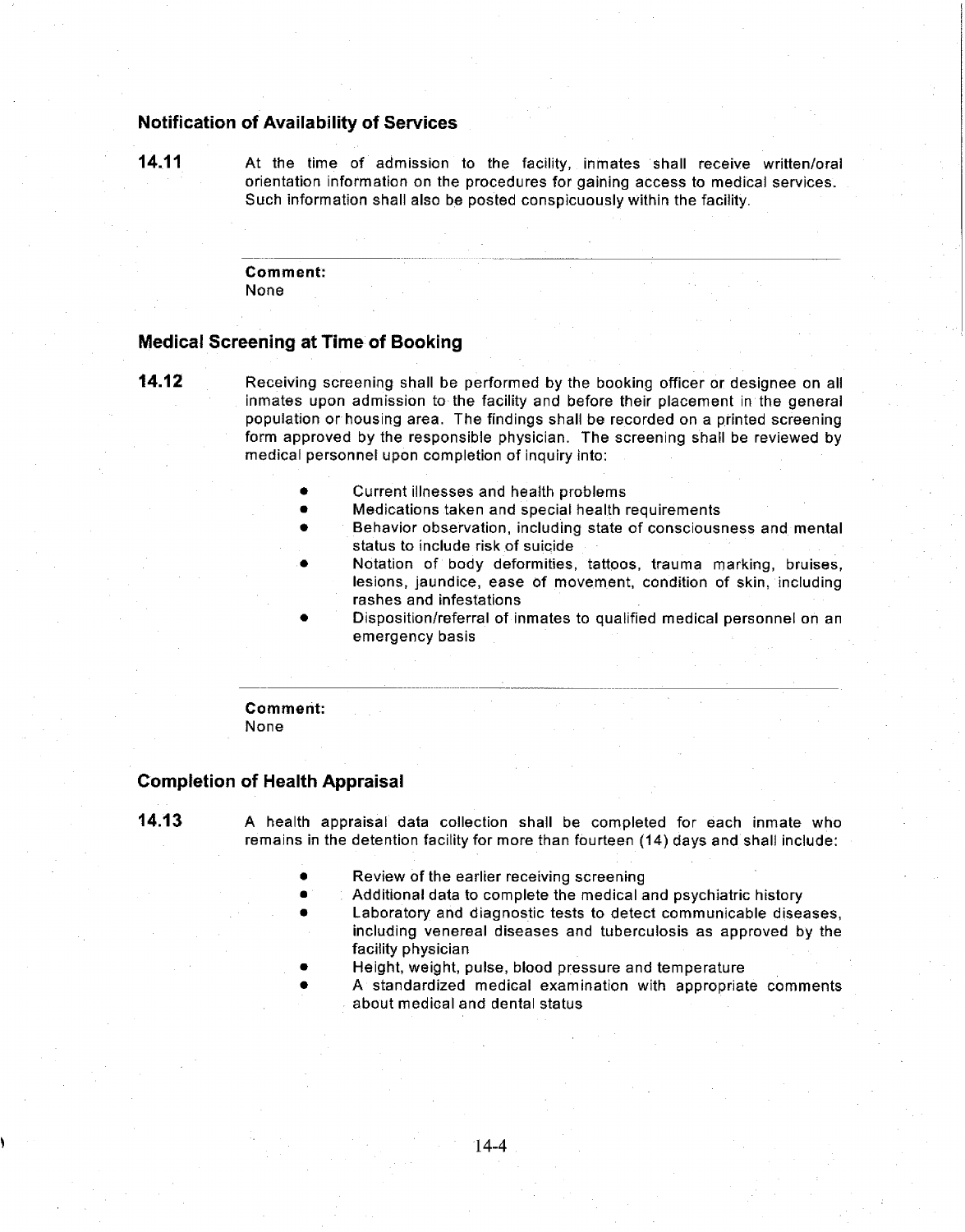### Notification of Availability of Services

**14.11** At the time of admission to the facility, inmates shall receive written/oral orientation information on the procedures for gaining access to medical services. Such information shall also be posted conspicuously within the facility.

---

**Comment:**
None

### Medical Screening at Time of Booking

**14.12** Receiving screening shall be performed by the booking officer or designee on all inmates upon admission to the facility and before their placement in the general population or housing area. The findings shall be recorded on a printed screening form approved by the responsible physician. The screening shall be reviewed by medical personnel upon completion of inquiry into:

- Current illnesses and health problems
- Medications taken and special health requirements
- Behavior observation, including state of consciousness and mental status to include risk of suicide
- Notation of body deformities, tattoos, trauma marking, bruises, lesions, jaundice, ease of movement, condition of skin, including rashes and infestations
- Disposition/referral of inmates to qualified medical personnel on an emergency basis

---

**Comment:**
None

### Completion of Health Appraisal

**14.13** A health appraisal data collection shall be completed for each inmate who remains in the detention facility for more than fourteen (14) days and shall include:

- Review of the earlier receiving screening
- Additional data to complete the medical and psychiatric history
- Laboratory and diagnostic tests to detect communicable diseases, including venereal diseases and tuberculosis as approved by the facility physician
- Height, weight, pulse, blood pressure and temperature
- A standardized medical examination with appropriate comments about medical and dental status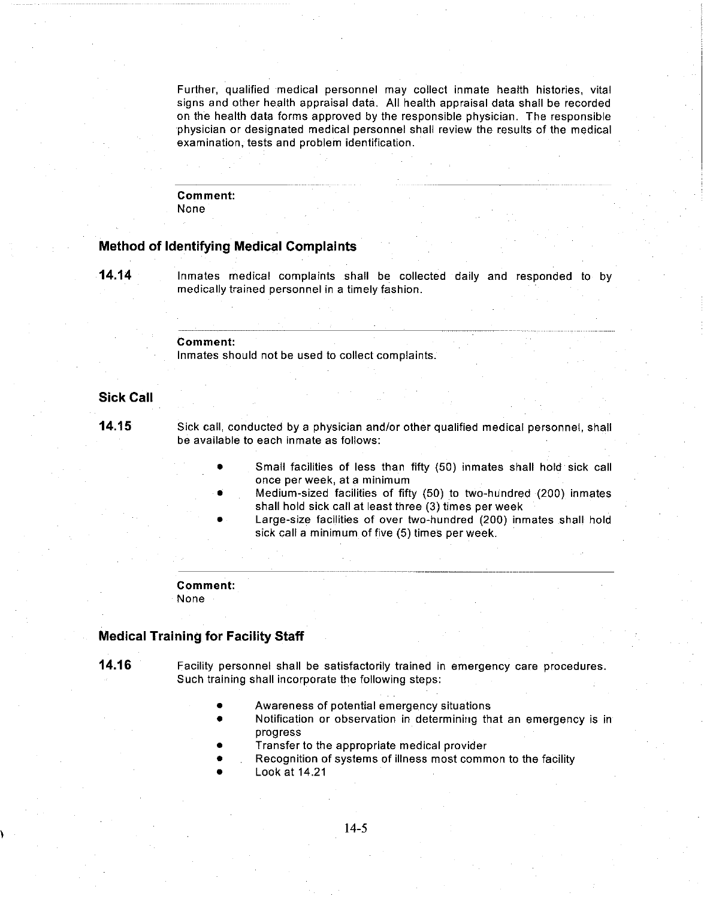Further, qualified medical personnel may collect inmate health histories, vital signs and other health appraisal data. All health appraisal data shall be recorded on the health data forms approved by the responsible physician. The responsible physician or designated medical personnel shall review the results of the medical examination, tests and problem identification.

---

**Comment:**
None

### Method of Identifying Medical Complaints

**14.14** Inmates medical complaints shall be collected daily and responded to by medically trained personnel in a timely fashion.

---

**Comment:**
Inmates should not be used to collect complaints.

### Sick Call

**14.15** Sick call, conducted by a physician and/or other qualified medical personnel, shall be available to each inmate as follows:

- Small facilities of less than fifty (50) inmates shall hold sick call once per week, at a minimum
- Medium-sized facilities of fifty (50) to two-hundred (200) inmates shall hold sick call at least three (3) times per week
- Large-size facilities of over two-hundred (200) inmates shall hold sick call a minimum of five (5) times per week.

---

**Comment:**
None

### Medical Training for Facility Staff

**14.16** Facility personnel shall be satisfactorily trained in emergency care procedures. Such training shall incorporate the following steps:

- Awareness of potential emergency situations
- Notification or observation in determining that an emergency is in progress
- Transfer to the appropriate medical provider
- Recognition of systems of illness most common to the facility
- Look at 14.21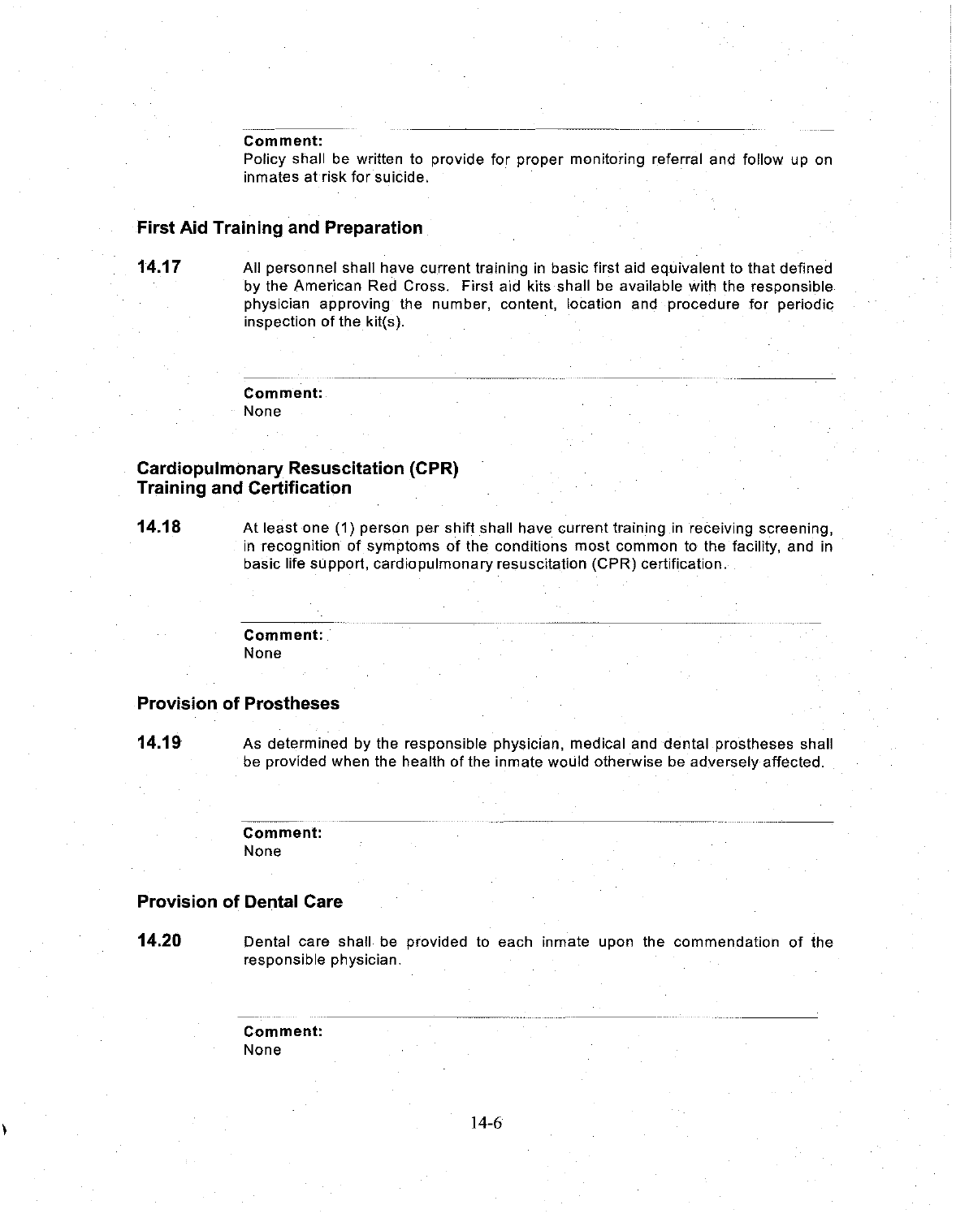**Comment:**
Policy shall be written to provide for proper monitoring referral and follow up on inmates at risk for suicide.

### First Aid Training and Preparation

**14.17** All personnel shall have current training in basic first aid equivalent to that defined by the American Red Cross. First aid kits shall be available with the responsible physician approving the number, content, location and procedure for periodic inspection of the kit(s).

**Comment:**
None

### Cardiopulmonary Resuscitation (CPR) Training and Certification

**14.18** At least one (1) person per shift shall have current training in receiving screening, in recognition of symptoms of the conditions most common to the facility, and in basic life support, cardiopulmonary resuscitation (CPR) certification.

**Comment:**
None

### Provision of Prostheses

**14.19** As determined by the responsible physician, medical and dental prostheses shall be provided when the health of the inmate would otherwise be adversely affected.

**Comment:**
None

### Provision of Dental Care

**14.20** Dental care shall be provided to each inmate upon the commendation of the responsible physician.

**Comment:**
None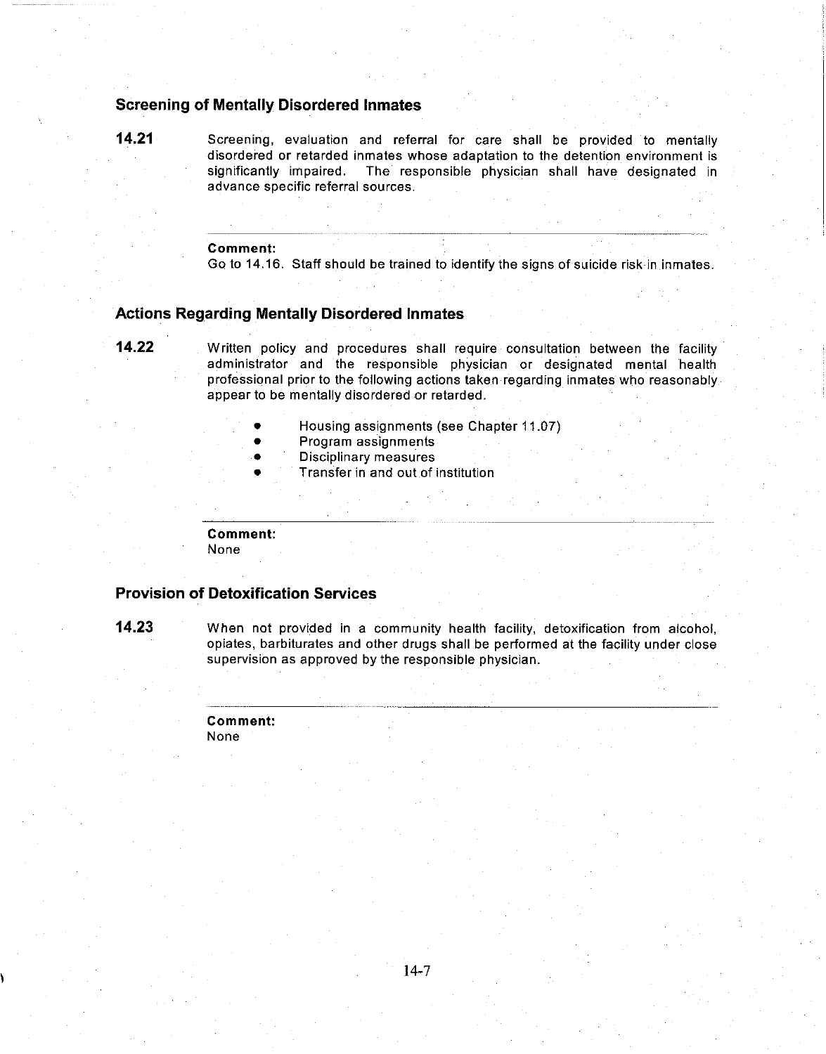## Screening of Mentally Disordered Inmates

**14.21** Screening, evaluation and referral for care shall be provided to mentally disordered or retarded inmates whose adaptation to the detention environment is significantly impaired. The responsible physician shall have designated in advance specific referral sources.

---

**Comment:**
Go to 14.16. Staff should be trained to identify the signs of suicide risk in inmates.

## Actions Regarding Mentally Disordered Inmates

**14.22** Written policy and procedures shall require consultation between the facility administrator and the responsible physician or designated mental health professional prior to the following actions taken regarding inmates who reasonably appear to be mentally disordered or retarded.

- Housing assignments (see Chapter 11.07)
- Program assignments
- Disciplinary measures
- Transfer in and out of institution

---

**Comment:**
None

## Provision of Detoxification Services

**14.23** When not provided in a community health facility, detoxification from alcohol, opiates, barbiturates and other drugs shall be performed at the facility under close supervision as approved by the responsible physician.

---

**Comment:**
None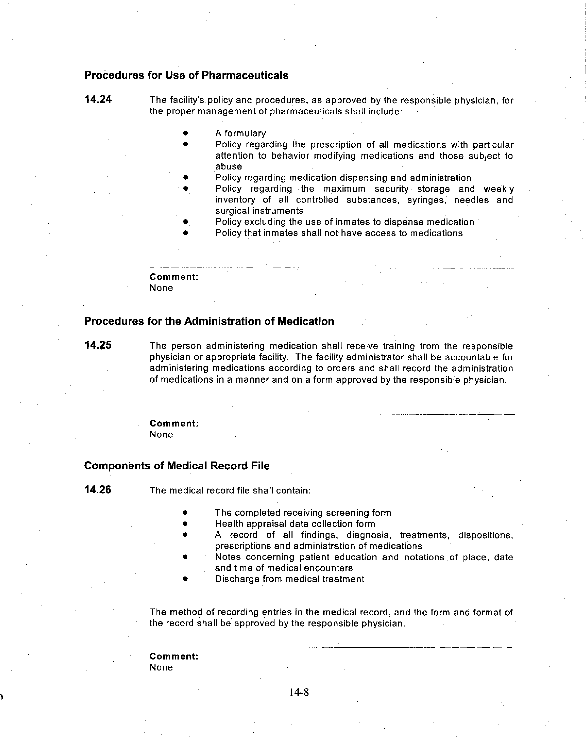### Procedures for Use of Pharmaceuticals

**14.24** The facility's policy and procedures, as approved by the responsible physician, for the proper management of pharmaceuticals shall include:

- A formulary
- Policy regarding the prescription of all medications with particular attention to behavior modifying medications and those subject to abuse
- Policy regarding medication dispensing and administration
- Policy regarding the maximum security storage and weekly inventory of all controlled substances, syringes, needles and surgical instruments
- Policy excluding the use of inmates to dispense medication
- Policy that inmates shall not have access to medications

**Comment:**
None

### Procedures for the Administration of Medication

**14.25** The person administering medication shall receive training from the responsible physician or appropriate facility. The facility administrator shall be accountable for administering medications according to orders and shall record the administration of medications in a manner and on a form approved by the responsible physician.

**Comment:**
None

### Components of Medical Record File

**14.26** The medical record file shall contain:

- The completed receiving screening form
- Health appraisal data collection form
- A record of all findings, diagnosis, treatments, dispositions, prescriptions and administration of medications
- Notes concerning patient education and notations of place, date and time of medical encounters
- Discharge from medical treatment

The method of recording entries in the medical record, and the form and format of the record shall be approved by the responsible physician.

**Comment:**
None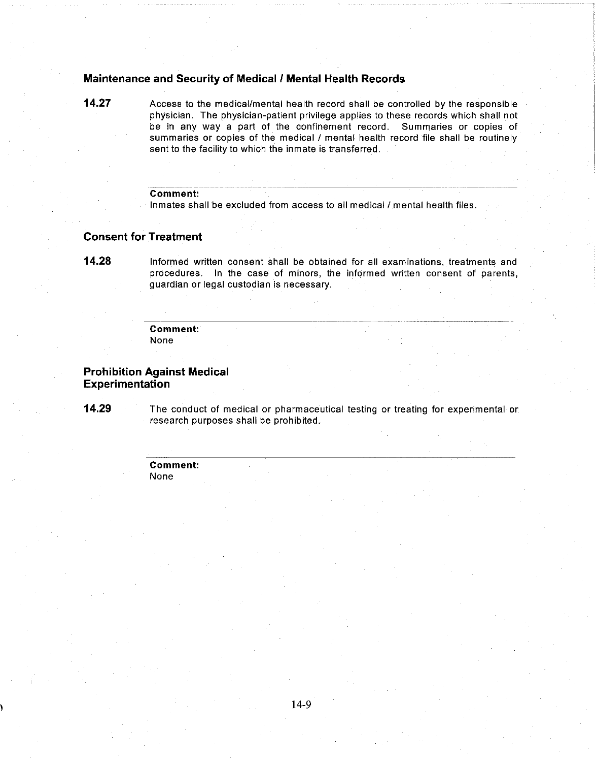## Maintenance and Security of Medical / Mental Health Records

**14.27** Access to the medical/mental health record shall be controlled by the responsible physician. The physician-patient privilege applies to these records which shall not be in any way a part of the confinement record. Summaries or copies of summaries or copies of the medical / mental health record file shall be routinely sent to the facility to which the inmate is transferred.

**Comment:**
Inmates shall be excluded from access to all medical / mental health files.

## Consent for Treatment

**14.28** Informed written consent shall be obtained for all examinations, treatments and procedures. In the case of minors, the informed written consent of parents, guardian or legal custodian is necessary.

**Comment:**
None

## Prohibition Against Medical Experimentation

**14.29** The conduct of medical or pharmaceutical testing or treating for experimental or research purposes shall be prohibited.

**Comment:**
None